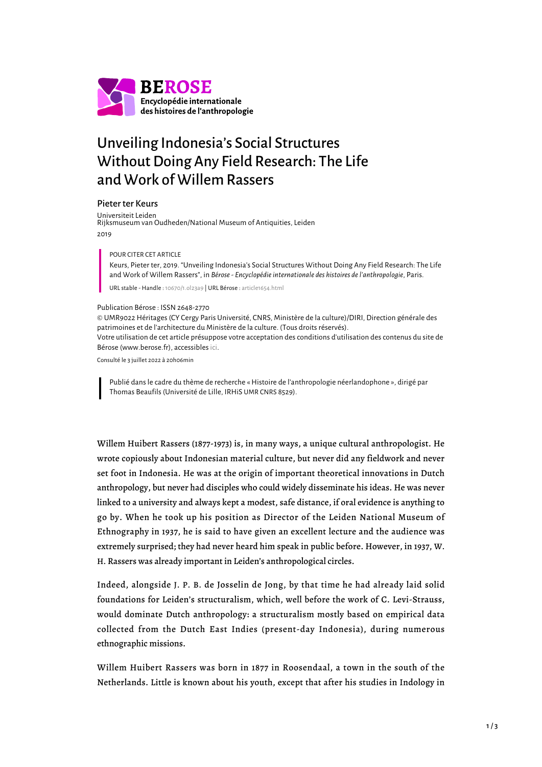**BEROSE**
**Encyclopédie internationale des histoires de l'anthropologie**

# Unveiling Indonesia's Social Structures Without Doing Any Field Research: The Life and Work of Willem Rassers

Pieter ter Keurs

Universiteit Leiden
Rijksmuseum van Oudheden/National Museum of Antiquities, Leiden

2019

> POUR CITER CET ARTICLE
>
> Keurs, Pieter ter, 2019. "Unveiling Indonesia's Social Structures Without Doing Any Field Research: The Life and Work of Willem Rassers", in *Bérose - Encyclopédie internationale des histoires de l'anthropologie*, Paris.
>
> URL stable - Handle : 10670/1.ol23a9 | URL Bérose : article1654.html

Publication Bérose : ISSN 2648-2770

© UMR9022 Héritages (CY Cergy Paris Université, CNRS, Ministère de la culture)/DIRI, Direction générale des patrimoines et de l'architecture du Ministère de la culture. (Tous droits réservés).

Votre utilisation de cet article présuppose votre acceptation des conditions d'utilisation des contenus du site de Bérose (www.berose.fr), accessibles ici.

Consulté le 3 juillet 2022 à 20h06min

> Publié dans le cadre du thème de recherche « Histoire de l'anthropologie néerlandophone », dirigé par Thomas Beaufils (Université de Lille, IRHiS UMR CNRS 8529).

Willem Huibert Rassers (1877-1973) is, in many ways, a unique cultural anthropologist. He wrote copiously about Indonesian material culture, but never did any fieldwork and never set foot in Indonesia. He was at the origin of important theoretical innovations in Dutch anthropology, but never had disciples who could widely disseminate his ideas. He was never linked to a university and always kept a modest, safe distance, if oral evidence is anything to go by. When he took up his position as Director of the Leiden National Museum of Ethnography in 1937, he is said to have given an excellent lecture and the audience was extremely surprised; they had never heard him speak in public before. However, in 1937, W. H. Rassers was already important in Leiden's anthropological circles.

Indeed, alongside J. P. B. de Josselin de Jong, by that time he had already laid solid foundations for Leiden's structuralism, which, well before the work of C. Levi-Strauss, would dominate Dutch anthropology: a structuralism mostly based on empirical data collected from the Dutch East Indies (present-day Indonesia), during numerous ethnographic missions.

Willem Huibert Rassers was born in 1877 in Roosendaal, a town in the south of the Netherlands. Little is known about his youth, except that after his studies in Indology in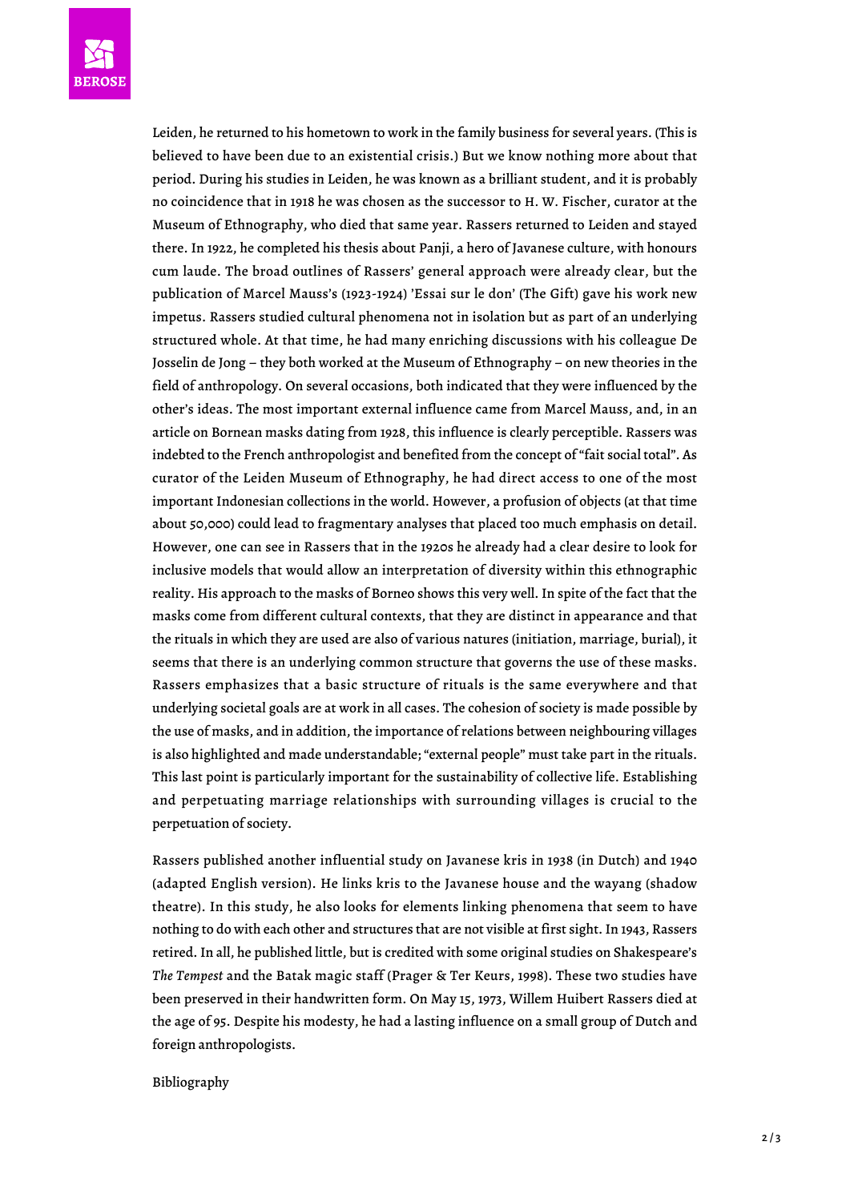Leiden, he returned to his hometown to work in the family business for several years. (This is believed to have been due to an existential crisis.) But we know nothing more about that period. During his studies in Leiden, he was known as a brilliant student, and it is probably no coincidence that in 1918 he was chosen as the successor to H. W. Fischer, curator at the Museum of Ethnography, who died that same year. Rassers returned to Leiden and stayed there. In 1922, he completed his thesis about Panji, a hero of Javanese culture, with honours cum laude. The broad outlines of Rassers' general approach were already clear, but the publication of Marcel Mauss's (1923-1924) 'Essai sur le don' (The Gift) gave his work new impetus. Rassers studied cultural phenomena not in isolation but as part of an underlying structured whole. At that time, he had many enriching discussions with his colleague De Josselin de Jong – they both worked at the Museum of Ethnography – on new theories in the field of anthropology. On several occasions, both indicated that they were influenced by the other's ideas. The most important external influence came from Marcel Mauss, and, in an article on Bornean masks dating from 1928, this influence is clearly perceptible. Rassers was indebted to the French anthropologist and benefited from the concept of "fait social total". As curator of the Leiden Museum of Ethnography, he had direct access to one of the most important Indonesian collections in the world. However, a profusion of objects (at that time about 50,000) could lead to fragmentary analyses that placed too much emphasis on detail. However, one can see in Rassers that in the 1920s he already had a clear desire to look for inclusive models that would allow an interpretation of diversity within this ethnographic reality. His approach to the masks of Borneo shows this very well. In spite of the fact that the masks come from different cultural contexts, that they are distinct in appearance and that the rituals in which they are used are also of various natures (initiation, marriage, burial), it seems that there is an underlying common structure that governs the use of these masks. Rassers emphasizes that a basic structure of rituals is the same everywhere and that underlying societal goals are at work in all cases. The cohesion of society is made possible by the use of masks, and in addition, the importance of relations between neighbouring villages is also highlighted and made understandable; "external people" must take part in the rituals. This last point is particularly important for the sustainability of collective life. Establishing and perpetuating marriage relationships with surrounding villages is crucial to the perpetuation of society.

Rassers published another influential study on Javanese kris in 1938 (in Dutch) and 1940 (adapted English version). He links kris to the Javanese house and the wayang (shadow theatre). In this study, he also looks for elements linking phenomena that seem to have nothing to do with each other and structures that are not visible at first sight. In 1943, Rassers retired. In all, he published little, but is credited with some original studies on Shakespeare's *The Tempest* and the Batak magic staff (Prager & Ter Keurs, 1998). These two studies have been preserved in their handwritten form. On May 15, 1973, Willem Huibert Rassers died at the age of 95. Despite his modesty, he had a lasting influence on a small group of Dutch and foreign anthropologists.

Bibliography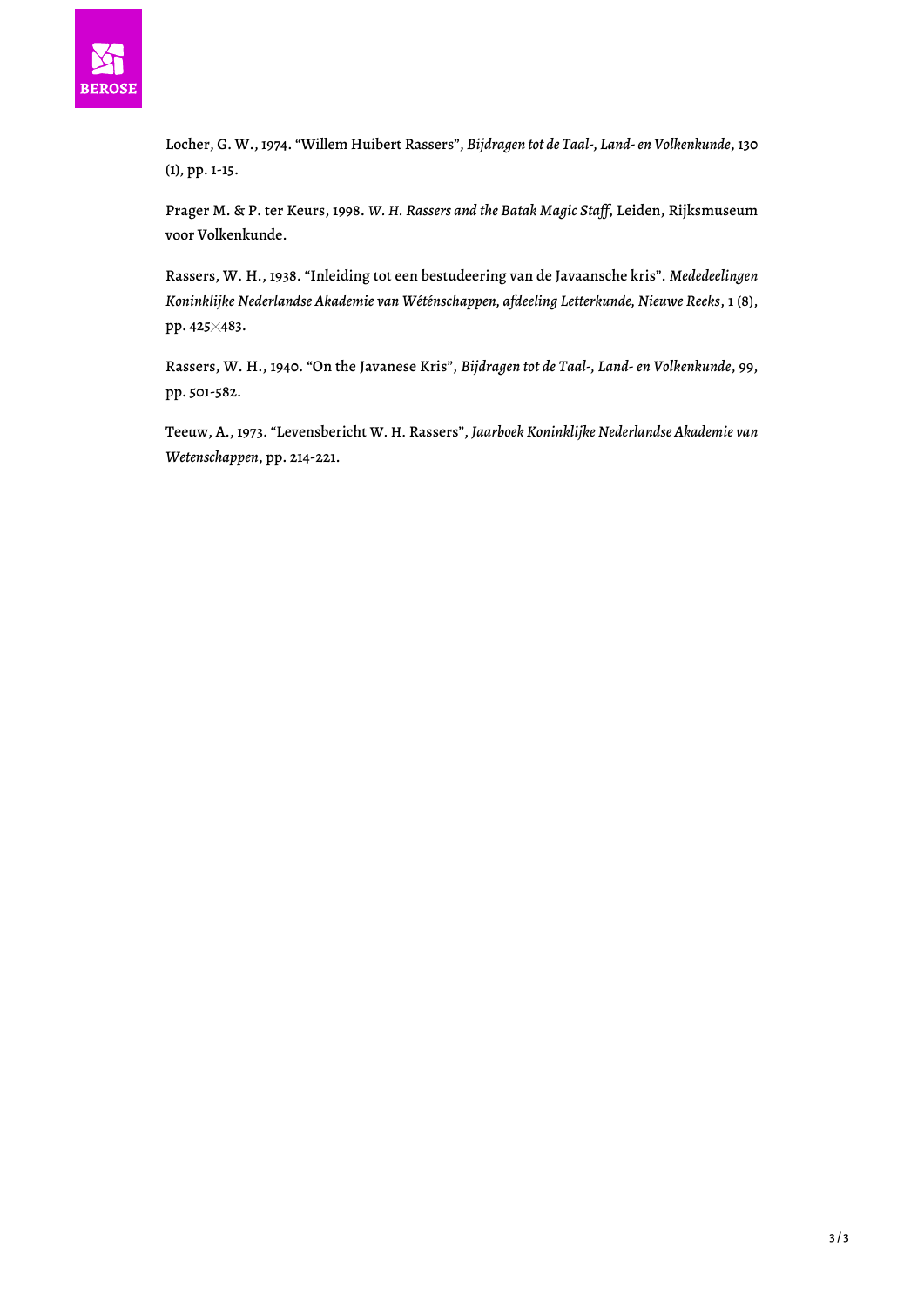Locher, G. W., 1974. “Willem Huibert Rassers”, *Bijdragen tot de Taal-, Land- en Volkenkunde*, 130 (1), pp. 1-15.

Prager M. & P. ter Keurs, 1998. *W. H. Rassers and the Batak Magic Staff*, Leiden, Rijksmuseum voor Volkenkunde.

Rassers, W. H., 1938. “Inleiding tot een bestudeering van de Javaansche kris”. *Mededeelingen Koninklijke Nederlandse Akademie van Wéténschappen, afdeeling Letterkunde, Nieuwe Reeks*, 1 (8), pp. 425⨉483.

Rassers, W. H., 1940. “On the Javanese Kris”, *Bijdragen tot de Taal-, Land- en Volkenkunde*, 99, pp. 501-582.

Teeuw, A., 1973. “Levensbericht W. H. Rassers”, *Jaarboek Koninklijke Nederlandse Akademie van Wetenschappen*, pp. 214-221.